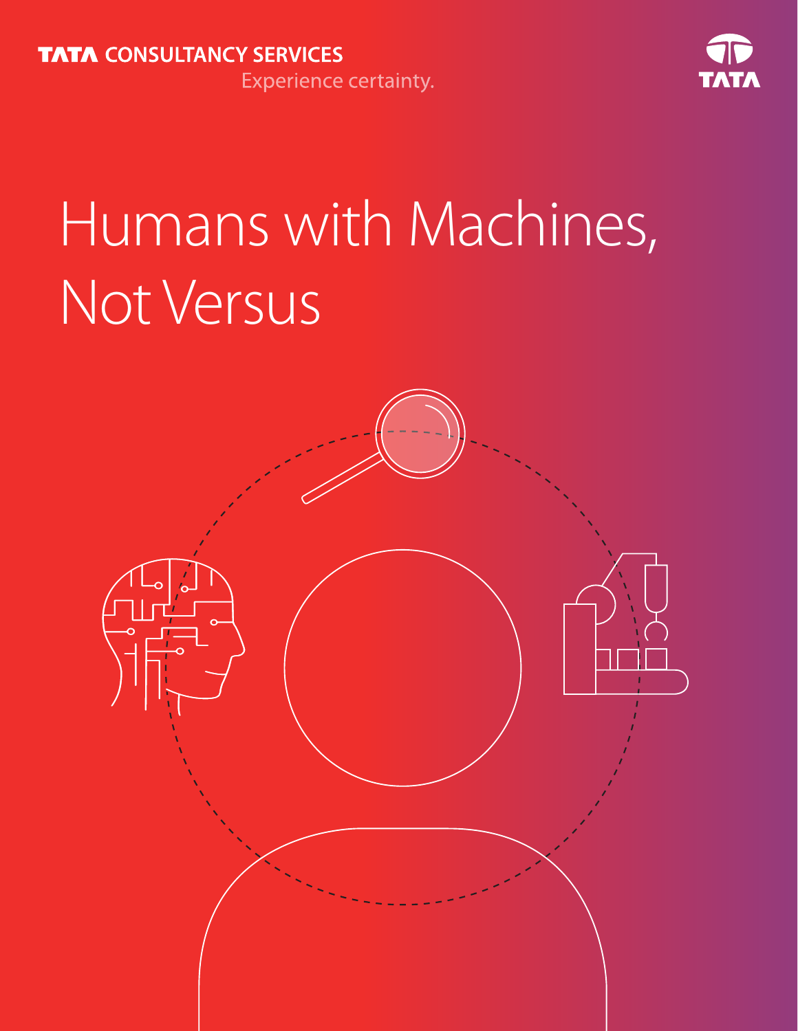TATA CONSULTANCY SERVICES

Experience certainty.

TATA

# Humans with Machines, Not Versus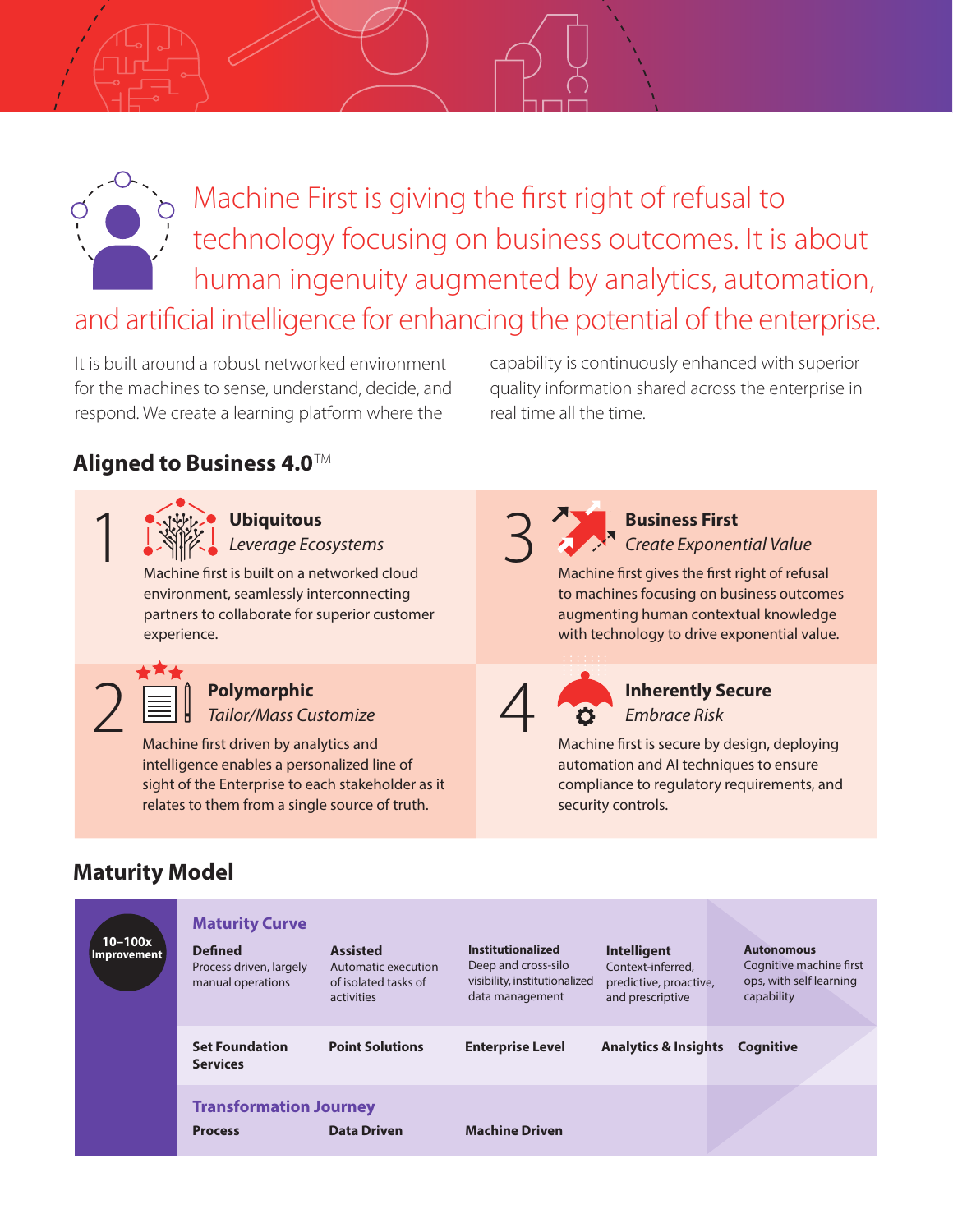Machine First is giving the first right of refusal to technology focusing on business outcomes. It is about human ingenuity augmented by analytics, automation, and artificial intelligence for enhancing the potential of the enterprise.

It is built around a robust networked environment for the machines to sense, understand, decide, and respond. We create a learning platform where the capability is continuously enhanced with superior quality information shared across the enterprise in real time all the time.

## Aligned to Business 4.0™

### 1 Ubiquitous
*Leverage Ecosystems*

Machine first is built on a networked cloud environment, seamlessly interconnecting partners to collaborate for superior customer experience.

### 2 Polymorphic
*Tailor/Mass Customize*

Machine first driven by analytics and intelligence enables a personalized line of sight of the Enterprise to each stakeholder as it relates to them from a single source of truth.

### 3 Business First
*Create Exponential Value*

Machine first gives the first right of refusal to machines focusing on business outcomes augmenting human contextual knowledge with technology to drive exponential value.

### 4 Inherently Secure
*Embrace Risk*

Machine first is secure by design, deploying automation and AI techniques to ensure compliance to regulatory requirements, and security controls.

## Maturity Model

**10–100x Improvement**

**Maturity Curve**

| Defined | Assisted | Institutionalized | Intelligent | Autonomous |
|---|---|---|---|---|
| Process driven, largely manual operations | Automatic execution of isolated tasks of activities | Deep and cross-silo visibility, institutionalized data management | Context-inferred, predictive, proactive, and prescriptive | Cognitive machine first ops, with self learning capability |
| **Set Foundation Services** | **Point Solutions** | **Enterprise Level** | **Analytics & Insights** | **Cognitive** |

**Transformation Journey**

| Process | Data Driven | Machine Driven |
|---|---|---|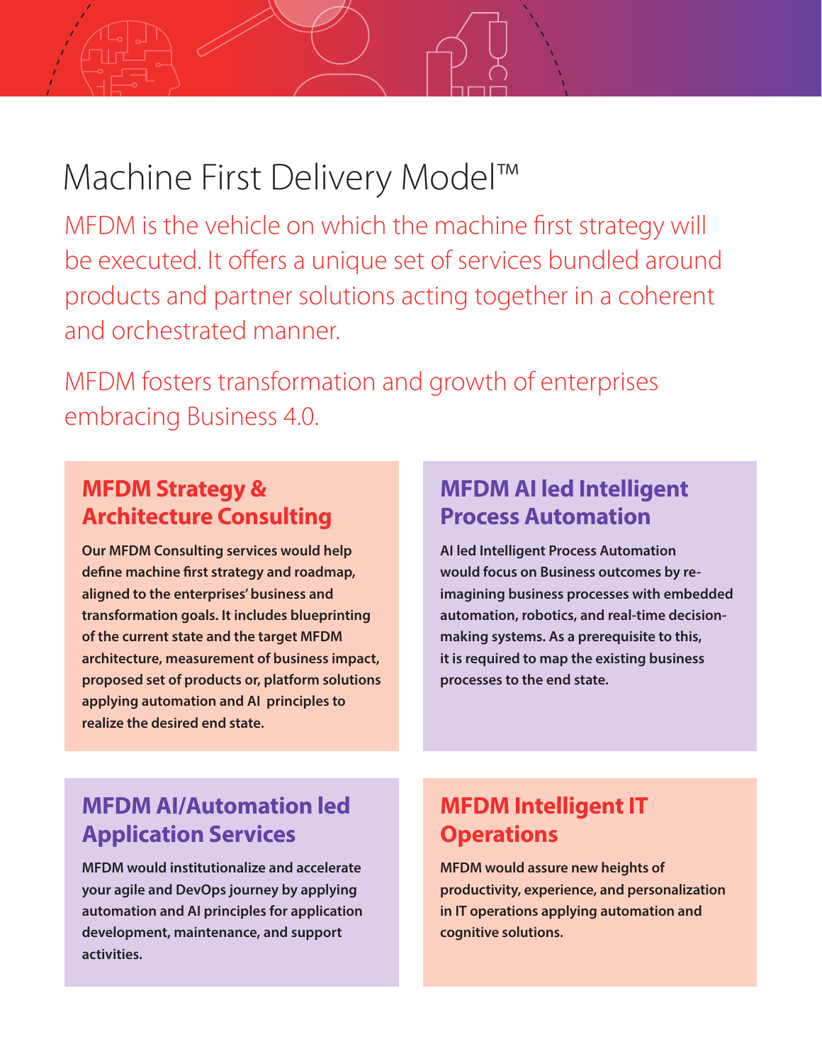# Machine First Delivery Model™

MFDM is the vehicle on which the machine first strategy will be executed. It offers a unique set of services bundled around products and partner solutions acting together in a coherent and orchestrated manner.

MFDM fosters transformation and growth of enterprises embracing Business 4.0.

## MFDM Strategy & Architecture Consulting

**Our MFDM Consulting services would help define machine first strategy and roadmap, aligned to the enterprises' business and transformation goals. It includes blueprinting of the current state and the target MFDM architecture, measurement of business impact, proposed set of products or, platform solutions applying automation and AI principles to realize the desired end state.**

## MFDM AI led Intelligent Process Automation

**AI led Intelligent Process Automation would focus on Business outcomes by re-imagining business processes with embedded automation, robotics, and real-time decision-making systems. As a prerequisite to this, it is required to map the existing business processes to the end state.**

## MFDM AI/Automation led Application Services

**MFDM would institutionalize and accelerate your agile and DevOps journey by applying automation and AI principles for application development, maintenance, and support activities.**

## MFDM Intelligent IT Operations

**MFDM would assure new heights of productivity, experience, and personalization in IT operations applying automation and cognitive solutions.**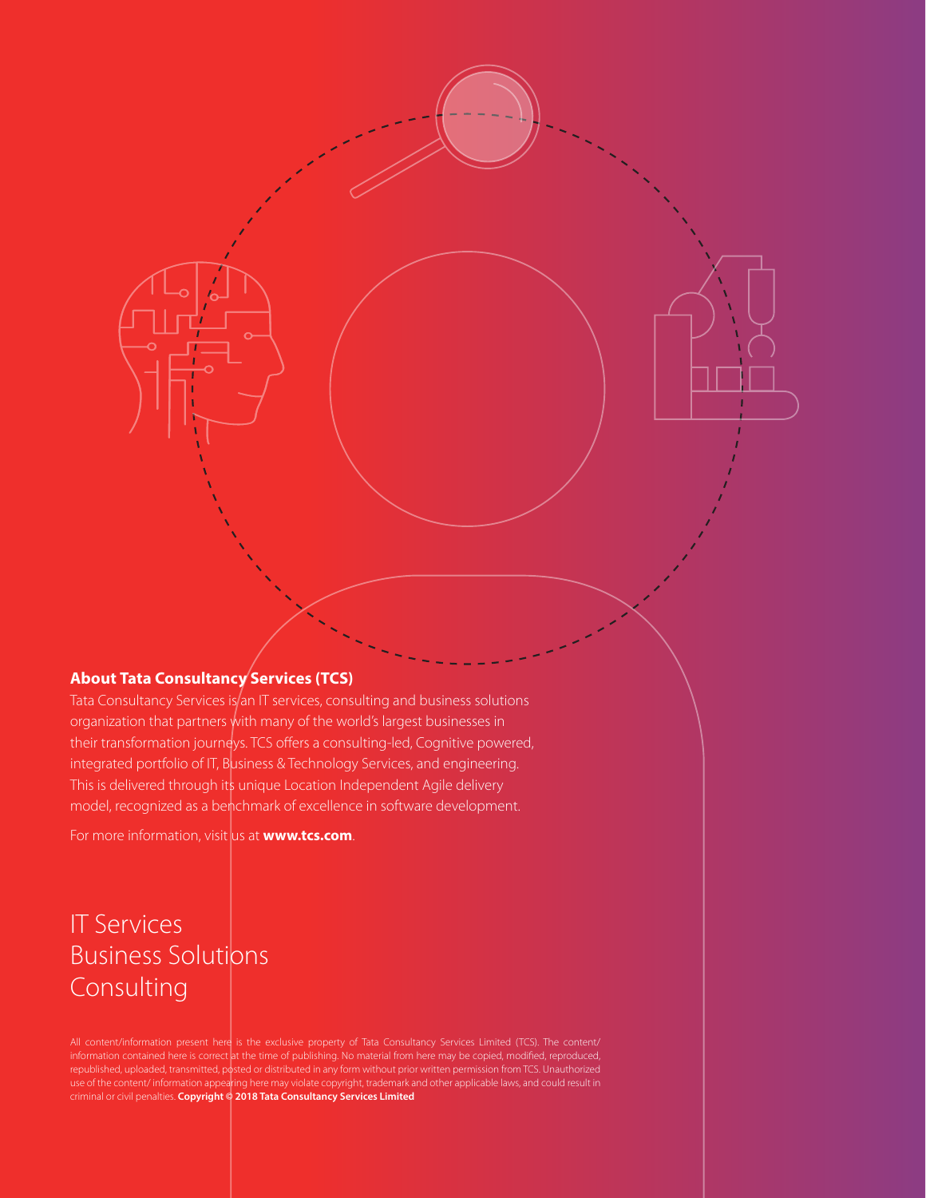## About Tata Consultancy Services (TCS)

Tata Consultancy Services is an IT services, consulting and business solutions organization that partners with many of the world's largest businesses in their transformation journeys. TCS offers a consulting-led, Cognitive powered, integrated portfolio of IT, Business & Technology Services, and engineering. This is delivered through its unique Location Independent Agile delivery model, recognized as a benchmark of excellence in software development.

For more information, visit us at **www.tcs.com**.

IT Services
Business Solutions
Consulting

All content/information present here is the exclusive property of Tata Consultancy Services Limited (TCS). The content/ information contained here is correct at the time of publishing. No material from here may be copied, modified, reproduced, republished, uploaded, transmitted, posted or distributed in any form without prior written permission from TCS. Unauthorized use of the content/ information appearing here may violate copyright, trademark and other applicable laws, and could result in criminal or civil penalties. **Copyright © 2018 Tata Consultancy Services Limited**